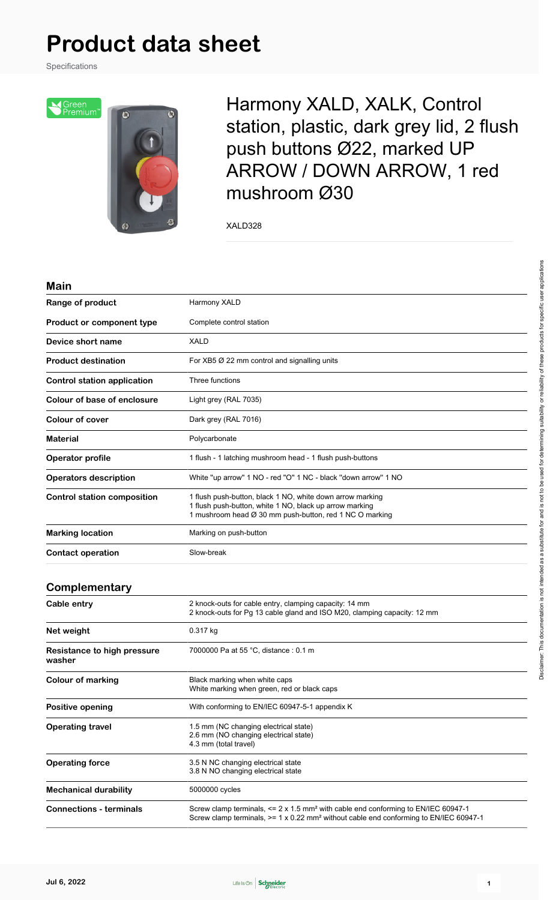# Product data sheet

Specifications

## Harmony XALD, XALK, Control station, plastic, dark grey lid, 2 flush push buttons Ø22, marked UP ARROW / DOWN ARROW, 1 red mushroom Ø30

XALD328

### Main

| | |
|---|---|
| **Range of product** | Harmony XALD |
| **Product or component type** | Complete control station |
| **Device short name** | XALD |
| **Product destination** | For XB5 Ø 22 mm control and signalling units |
| **Control station application** | Three functions |
| **Colour of base of enclosure** | Light grey (RAL 7035) |
| **Colour of cover** | Dark grey (RAL 7016) |
| **Material** | Polycarbonate |
| **Operator profile** | 1 flush - 1 latching mushroom head - 1 flush push-buttons |
| **Operators description** | White "up arrow" 1 NO - red "O" 1 NC - black "down arrow" 1 NO |
| **Control station composition** | 1 flush push-button, black 1 NO, white down arrow marking<br>1 flush push-button, white 1 NO, black up arrow marking<br>1 mushroom head Ø 30 mm push-button, red 1 NC O marking |
| **Marking location** | Marking on push-button |
| **Contact operation** | Slow-break |

### Complementary

| | |
|---|---|
| **Cable entry** | 2 knock-outs for cable entry, clamping capacity: 14 mm<br>2 knock-outs for Pg 13 cable gland and ISO M20, clamping capacity: 12 mm |
| **Net weight** | 0.317 kg |
| **Resistance to high pressure washer** | 7000000 Pa at 55 °C, distance : 0.1 m |
| **Colour of marking** | Black marking when white caps<br>White marking when green, red or black caps |
| **Positive opening** | With conforming to EN/IEC 60947-5-1 appendix K |
| **Operating travel** | 1.5 mm (NC changing electrical state)<br>2.6 mm (NO changing electrical state)<br>4.3 mm (total travel) |
| **Operating force** | 3.5 N NC changing electrical state<br>3.8 N NO changing electrical state |
| **Mechanical durability** | 5000000 cycles |
| **Connections - terminals** | Screw clamp terminals, <= 2 x 1.5 mm² with cable end conforming to EN/IEC 60947-1<br>Screw clamp terminals, >= 1 x 0.22 mm² without cable end conforming to EN/IEC 60947-1 |

Disclaimer: This documentation is not intended as a substitute for and is not to be used for determining suitability or reliability of these products for specific user applications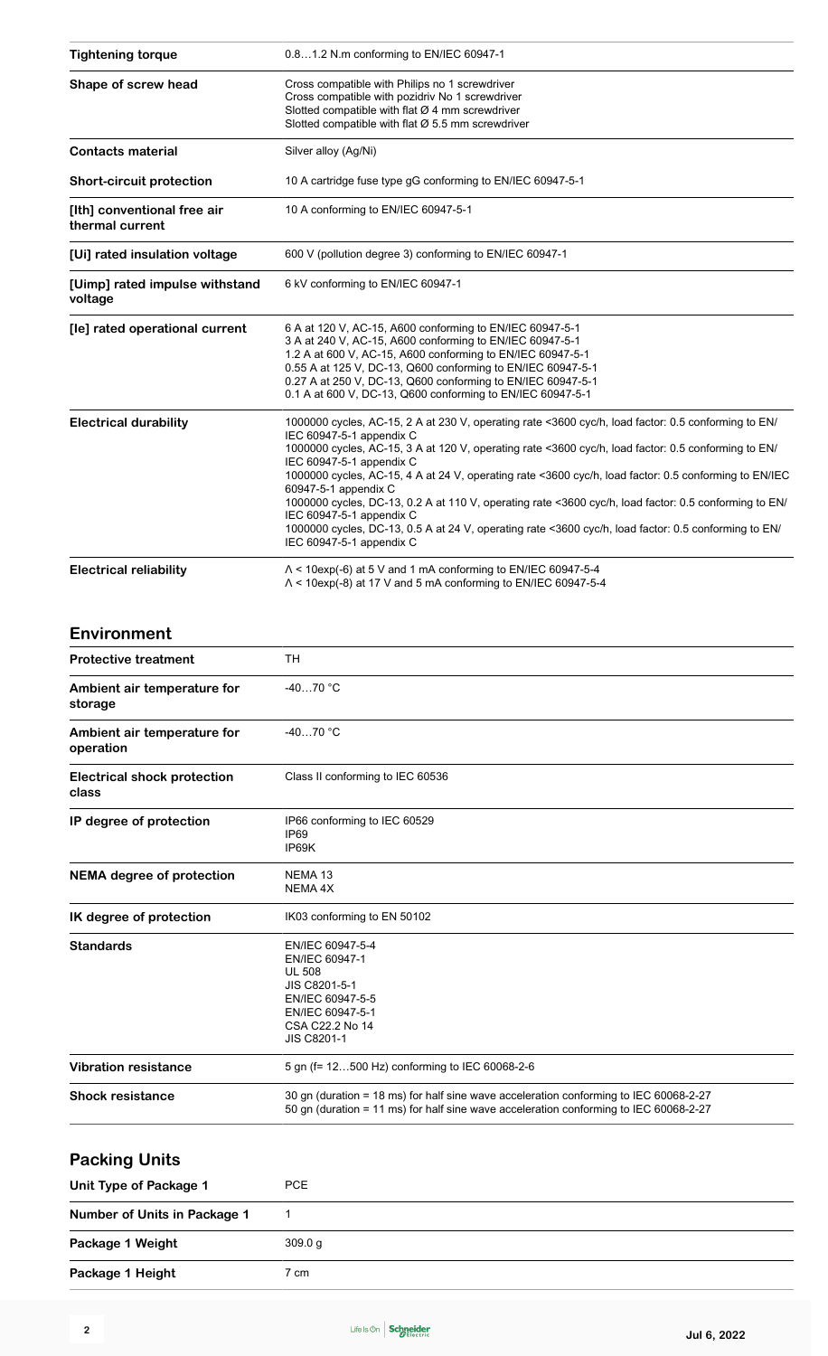| | |
|---|---|
| **Tightening torque** | 0.8…1.2 N.m conforming to EN/IEC 60947-1 |
| **Shape of screw head** | Cross compatible with Philips no 1 screwdriver<br>Cross compatible with pozidriv No 1 screwdriver<br>Slotted compatible with flat Ø 4 mm screwdriver<br>Slotted compatible with flat Ø 5.5 mm screwdriver |
| **Contacts material** | Silver alloy (Ag/Ni) |
| **Short-circuit protection** | 10 A cartridge fuse type gG conforming to EN/IEC 60947-5-1 |
| **[Ith] conventional free air thermal current** | 10 A conforming to EN/IEC 60947-5-1 |
| **[Ui] rated insulation voltage** | 600 V (pollution degree 3) conforming to EN/IEC 60947-1 |
| **[Uimp] rated impulse withstand voltage** | 6 kV conforming to EN/IEC 60947-1 |
| **[Ie] rated operational current** | 6 A at 120 V, AC-15, A600 conforming to EN/IEC 60947-5-1<br>3 A at 240 V, AC-15, A600 conforming to EN/IEC 60947-5-1<br>1.2 A at 600 V, AC-15, A600 conforming to EN/IEC 60947-5-1<br>0.55 A at 125 V, DC-13, Q600 conforming to EN/IEC 60947-5-1<br>0.27 A at 250 V, DC-13, Q600 conforming to EN/IEC 60947-5-1<br>0.1 A at 600 V, DC-13, Q600 conforming to EN/IEC 60947-5-1 |
| **Electrical durability** | 1000000 cycles, AC-15, 2 A at 230 V, operating rate <3600 cyc/h, load factor: 0.5 conforming to EN/IEC 60947-5-1 appendix C<br>1000000 cycles, AC-15, 3 A at 120 V, operating rate <3600 cyc/h, load factor: 0.5 conforming to EN/IEC 60947-5-1 appendix C<br>1000000 cycles, AC-15, 4 A at 24 V, operating rate <3600 cyc/h, load factor: 0.5 conforming to EN/IEC 60947-5-1 appendix C<br>1000000 cycles, DC-13, 0.2 A at 110 V, operating rate <3600 cyc/h, load factor: 0.5 conforming to EN/IEC 60947-5-1 appendix C<br>1000000 cycles, DC-13, 0.5 A at 24 V, operating rate <3600 cyc/h, load factor: 0.5 conforming to EN/IEC 60947-5-1 appendix C |
| **Electrical reliability** | Λ < 10exp(-6) at 5 V and 1 mA conforming to EN/IEC 60947-5-4<br>Λ < 10exp(-8) at 17 V and 5 mA conforming to EN/IEC 60947-5-4 |

## Environment

| | |
|---|---|
| **Protective treatment** | TH |
| **Ambient air temperature for storage** | -40…70 °C |
| **Ambient air temperature for operation** | -40…70 °C |
| **Electrical shock protection class** | Class II conforming to IEC 60536 |
| **IP degree of protection** | IP66 conforming to IEC 60529<br>IP69<br>IP69K |
| **NEMA degree of protection** | NEMA 13<br>NEMA 4X |
| **IK degree of protection** | IK03 conforming to EN 50102 |
| **Standards** | EN/IEC 60947-5-4<br>EN/IEC 60947-1<br>UL 508<br>JIS C8201-5-1<br>EN/IEC 60947-5-5<br>EN/IEC 60947-5-1<br>CSA C22.2 No 14<br>JIS C8201-1 |
| **Vibration resistance** | 5 gn (f= 12…500 Hz) conforming to IEC 60068-2-6 |
| **Shock resistance** | 30 gn (duration = 18 ms) for half sine wave acceleration conforming to IEC 60068-2-27<br>50 gn (duration = 11 ms) for half sine wave acceleration conforming to IEC 60068-2-27 |

## Packing Units

| | |
|---|---|
| **Unit Type of Package 1** | PCE |
| **Number of Units in Package 1** | 1 |
| **Package 1 Weight** | 309.0 g |
| **Package 1 Height** | 7 cm |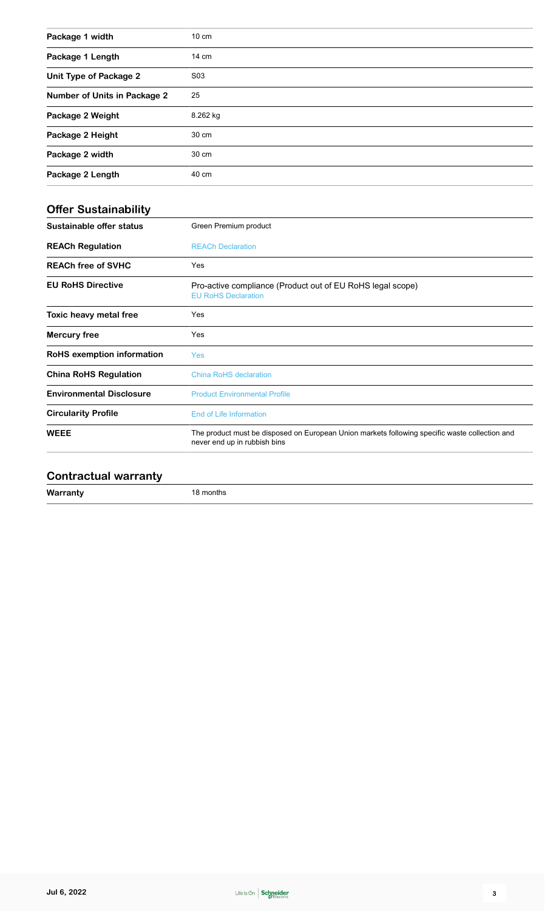| | |
|---|---|
| **Package 1 width** | 10 cm |
| **Package 1 Length** | 14 cm |
| **Unit Type of Package 2** | S03 |
| **Number of Units in Package 2** | 25 |
| **Package 2 Weight** | 8.262 kg |
| **Package 2 Height** | 30 cm |
| **Package 2 width** | 30 cm |
| **Package 2 Length** | 40 cm |

## Offer Sustainability

| | |
|---|---|
| **Sustainable offer status** | Green Premium product |
| **REACh Regulation** | REACh Declaration |
| **REACh free of SVHC** | Yes |
| **EU RoHS Directive** | Pro-active compliance (Product out of EU RoHS legal scope) EU RoHS Declaration |
| **Toxic heavy metal free** | Yes |
| **Mercury free** | Yes |
| **RoHS exemption information** | Yes |
| **China RoHS Regulation** | China RoHS declaration |
| **Environmental Disclosure** | Product Environmental Profile |
| **Circularity Profile** | End of Life Information |
| **WEEE** | The product must be disposed on European Union markets following specific waste collection and never end up in rubbish bins |

## Contractual warranty

| | |
|---|---|
| **Warranty** | 18 months |

Jul 6, 2022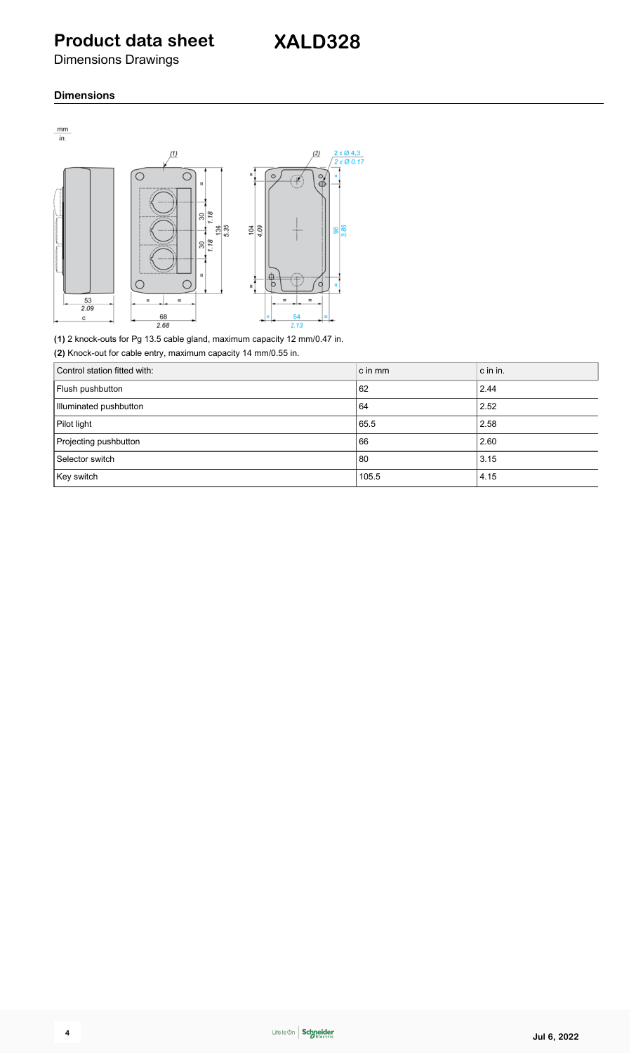# Product data sheet

Dimensions Drawings

# XALD328

### Dimensions

mm
in.

(1)
(2) 2 x Ø 4.3
2 x Ø 0.17

53
2.09
c

68
2.68

30
1.18
30
1.18
136
5.35

104
4.09

98
3.86

54
2.13

**(1)** 2 knock-outs for Pg 13.5 cable gland, maximum capacity 12 mm/0.47 in.

**(2)** Knock-out for cable entry, maximum capacity 14 mm/0.55 in.

| Control station fitted with: | c in mm | c in in. |
|---|---|---|
| Flush pushbutton | 62 | 2.44 |
| Illuminated pushbutton | 64 | 2.52 |
| Pilot light | 65.5 | 2.58 |
| Projecting pushbutton | 66 | 2.60 |
| Selector switch | 80 | 3.15 |
| Key switch | 105.5 | 4.15 |